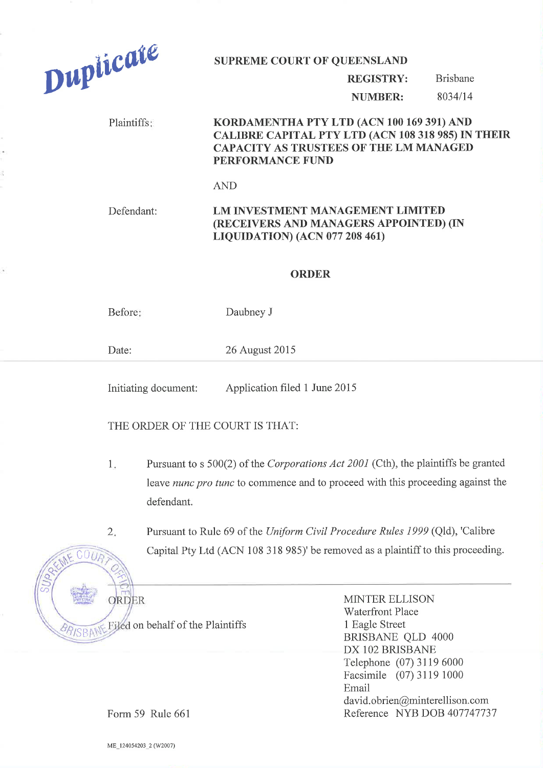Duplicate

**SUPREME COURT OF QUEENSLAND**

| | |
|---|---|
| **REGISTRY:** | Brisbane |
| **NUMBER:** | 8034/14 |

Plaintiffs: **KORDAMENTHA PTY LTD (ACN 100 169 391) AND CALIBRE CAPITAL PTY LTD (ACN 108 318 985) IN THEIR CAPACITY AS TRUSTEES OF THE LM MANAGED PERFORMANCE FUND**

AND

Defendant: **LM INVESTMENT MANAGEMENT LIMITED (RECEIVERS AND MANAGERS APPOINTED) (IN LIQUIDATION) (ACN 077 208 461)**

## ORDER

Before: Daubney J

Date: 26 August 2015

Initiating document: Application filed 1 June 2015

THE ORDER OF THE COURT IS THAT:

1. Pursuant to s 500(2) of the *Corporations Act 2001* (Cth), the plaintiffs be granted leave *nunc pro tunc* to commence and to proceed with this proceeding against the defendant.

2. Pursuant to Rule 69 of the *Uniform Civil Procedure Rules 1999* (Qld), 'Calibre Capital Pty Ltd (ACN 108 318 985)' be removed as a plaintiff to this proceeding.

---

ORDER

Filed on behalf of the Plaintiffs

Form 59 Rule 661

MINTER ELLISON
Waterfront Place
1 Eagle Street
BRISBANE QLD 4000
DX 102 BRISBANE
Telephone (07) 3119 6000
Facsimile (07) 3119 1000
Email
david.obrien@minterellison.com
Reference NYB DOB 407747737

ME_124054203_2 (W2007)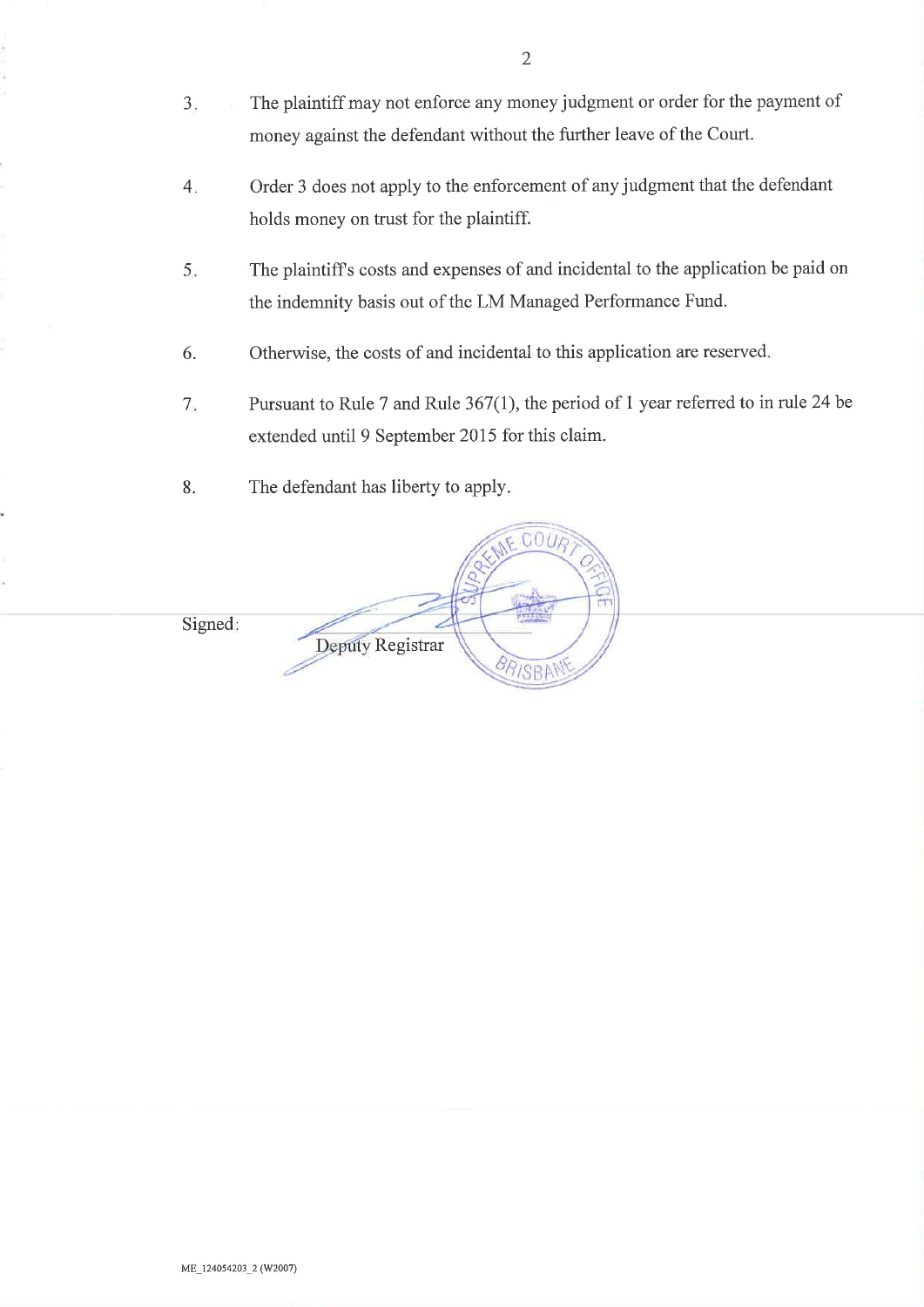3. The plaintiff may not enforce any money judgment or order for the payment of money against the defendant without the further leave of the Court.

4. Order 3 does not apply to the enforcement of any judgment that the defendant holds money on trust for the plaintiff.

5. The plaintiff's costs and expenses of and incidental to the application be paid on the indemnity basis out of the LM Managed Performance Fund.

6. Otherwise, the costs of and incidental to this application are reserved.

7. Pursuant to Rule 7 and Rule 367(1), the period of 1 year referred to in rule 24 be extended until 9 September 2015 for this claim.

8. The defendant has liberty to apply.

Signed:

Deputy Registrar

SUPREME COURT OFFICE BRISBANE

ME_124054203_2 (W2007)